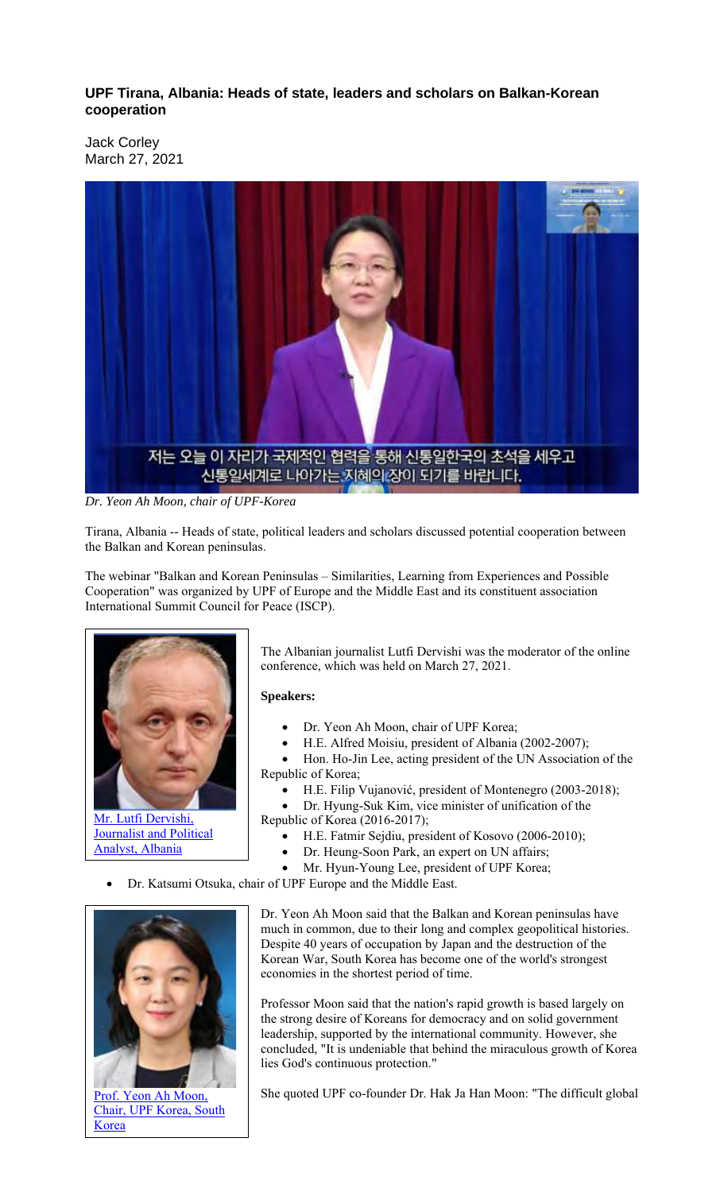### UPF Tirana, Albania: Heads of state, leaders and scholars on Balkan-Korean cooperation

Jack Corley
March 27, 2021

저는 오늘 이 자리가 국제적인 협력을 통해 신통일한국의 초석을 세우고 신통일세계로 나아가는 지혜의 장이 되기를 바랍니다.

*Dr. Yeon Ah Moon, chair of UPF-Korea*

Tirana, Albania -- Heads of state, political leaders and scholars discussed potential cooperation between the Balkan and Korean peninsulas.

The webinar "Balkan and Korean Peninsulas – Similarities, Learning from Experiences and Possible Cooperation" was organized by UPF of Europe and the Middle East and its constituent association International Summit Council for Peace (ISCP).

Mr. Lutfi Dervishi, Journalist and Political Analyst, Albania

The Albanian journalist Lutfi Dervishi was the moderator of the online conference, which was held on March 27, 2021.

**Speakers:**

- Dr. Yeon Ah Moon, chair of UPF Korea;
- H.E. Alfred Moisiu, president of Albania (2002-2007);
- Hon. Ho-Jin Lee, acting president of the UN Association of the Republic of Korea;
- H.E. Filip Vujanović, president of Montenegro (2003-2018);
- Dr. Hyung-Suk Kim, vice minister of unification of the Republic of Korea (2016-2017);
- H.E. Fatmir Sejdiu, president of Kosovo (2006-2010);
- Dr. Heung-Soon Park, an expert on UN affairs;
- Mr. Hyun-Young Lee, president of UPF Korea;
- Dr. Katsumi Otsuka, chair of UPF Europe and the Middle East.

Prof. Yeon Ah Moon, Chair, UPF Korea, South Korea

Dr. Yeon Ah Moon said that the Balkan and Korean peninsulas have much in common, due to their long and complex geopolitical histories. Despite 40 years of occupation by Japan and the destruction of the Korean War, South Korea has become one of the world's strongest economies in the shortest period of time.

Professor Moon said that the nation's rapid growth is based largely on the strong desire of Koreans for democracy and on solid government leadership, supported by the international community. However, she concluded, "It is undeniable that behind the miraculous growth of Korea lies God's continuous protection."

She quoted UPF co-founder Dr. Hak Ja Han Moon: "The difficult global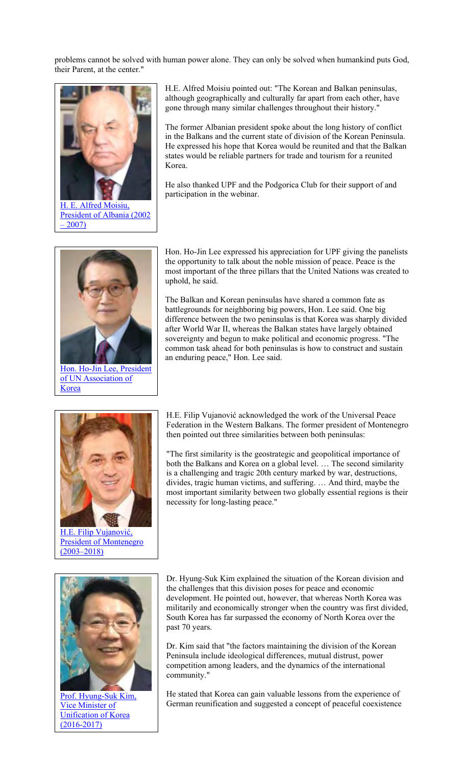problems cannot be solved with human power alone. They can only be solved when humankind puts God, their Parent, at the center."

H. E. Alfred Moisiu, President of Albania (2002 – 2007)

H.E. Alfred Moisiu pointed out: "The Korean and Balkan peninsulas, although geographically and culturally far apart from each other, have gone through many similar challenges throughout their history."

The former Albanian president spoke about the long history of conflict in the Balkans and the current state of division of the Korean Peninsula. He expressed his hope that Korea would be reunited and that the Balkan states would be reliable partners for trade and tourism for a reunited Korea.

He also thanked UPF and the Podgorica Club for their support of and participation in the webinar.

Hon. Ho-Jin Lee, President of UN Association of Korea

Hon. Ho-Jin Lee expressed his appreciation for UPF giving the panelists the opportunity to talk about the noble mission of peace. Peace is the most important of the three pillars that the United Nations was created to uphold, he said.

The Balkan and Korean peninsulas have shared a common fate as battlegrounds for neighboring big powers, Hon. Lee said. One big difference between the two peninsulas is that Korea was sharply divided after World War II, whereas the Balkan states have largely obtained sovereignty and begun to make political and economic progress. "The common task ahead for both peninsulas is how to construct and sustain an enduring peace," Hon. Lee said.

H.E. Filip Vujanović, President of Montenegro (2003–2018)

H.E. Filip Vujanović acknowledged the work of the Universal Peace Federation in the Western Balkans. The former president of Montenegro then pointed out three similarities between both peninsulas:

"The first similarity is the geostrategic and geopolitical importance of both the Balkans and Korea on a global level. … The second similarity is a challenging and tragic 20th century marked by war, destructions, divides, tragic human victims, and suffering. … And third, maybe the most important similarity between two globally essential regions is their necessity for long-lasting peace."

Prof. Hyung-Suk Kim, Vice Minister of Unification of Korea (2016-2017)

Dr. Hyung-Suk Kim explained the situation of the Korean division and the challenges that this division poses for peace and economic development. He pointed out, however, that whereas North Korea was militarily and economically stronger when the country was first divided, South Korea has far surpassed the economy of North Korea over the past 70 years.

Dr. Kim said that "the factors maintaining the division of the Korean Peninsula include ideological differences, mutual distrust, power competition among leaders, and the dynamics of the international community."

He stated that Korea can gain valuable lessons from the experience of German reunification and suggested a concept of peaceful coexistence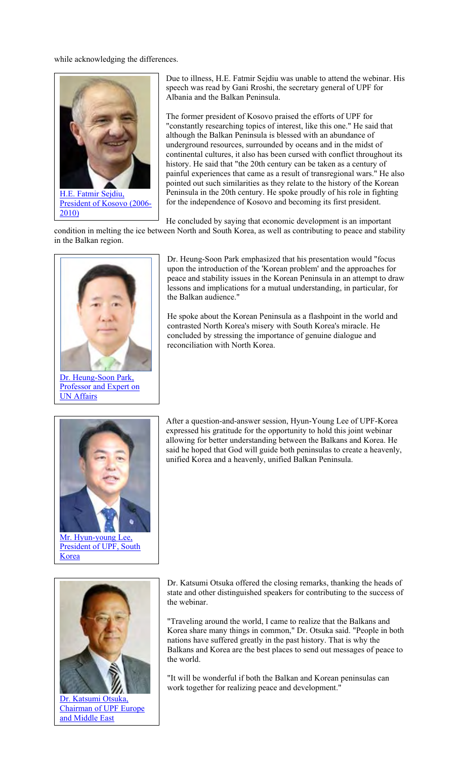while acknowledging the differences.

H.E. Fatmir Sejdiu, President of Kosovo (2006-2010)

Due to illness, H.E. Fatmir Sejdiu was unable to attend the webinar. His speech was read by Gani Rroshi, the secretary general of UPF for Albania and the Balkan Peninsula.

The former president of Kosovo praised the efforts of UPF for "constantly researching topics of interest, like this one." He said that although the Balkan Peninsula is blessed with an abundance of underground resources, surrounded by oceans and in the midst of continental cultures, it also has been cursed with conflict throughout its history. He said that "the 20th century can be taken as a century of painful experiences that came as a result of transregional wars." He also pointed out such similarities as they relate to the history of the Korean Peninsula in the 20th century. He spoke proudly of his role in fighting for the independence of Kosovo and becoming its first president.

He concluded by saying that economic development is an important condition in melting the ice between North and South Korea, as well as contributing to peace and stability in the Balkan region.

Dr. Heung-Soon Park, Professor and Expert on UN Affairs

Dr. Heung-Soon Park emphasized that his presentation would "focus upon the introduction of the 'Korean problem' and the approaches for peace and stability issues in the Korean Peninsula in an attempt to draw lessons and implications for a mutual understanding, in particular, for the Balkan audience."

He spoke about the Korean Peninsula as a flashpoint in the world and contrasted North Korea's misery with South Korea's miracle. He concluded by stressing the importance of genuine dialogue and reconciliation with North Korea.

Mr. Hyun-young Lee, President of UPF, South Korea

After a question-and-answer session, Hyun-Young Lee of UPF-Korea expressed his gratitude for the opportunity to hold this joint webinar allowing for better understanding between the Balkans and Korea. He said he hoped that God will guide both peninsulas to create a heavenly, unified Korea and a heavenly, unified Balkan Peninsula.

Dr. Katsumi Otsuka, Chairman of UPF Europe and Middle East

Dr. Katsumi Otsuka offered the closing remarks, thanking the heads of state and other distinguished speakers for contributing to the success of the webinar.

"Traveling around the world, I came to realize that the Balkans and Korea share many things in common," Dr. Otsuka said. "People in both nations have suffered greatly in the past history. That is why the Balkans and Korea are the best places to send out messages of peace to the world.

"It will be wonderful if both the Balkan and Korean peninsulas can work together for realizing peace and development."